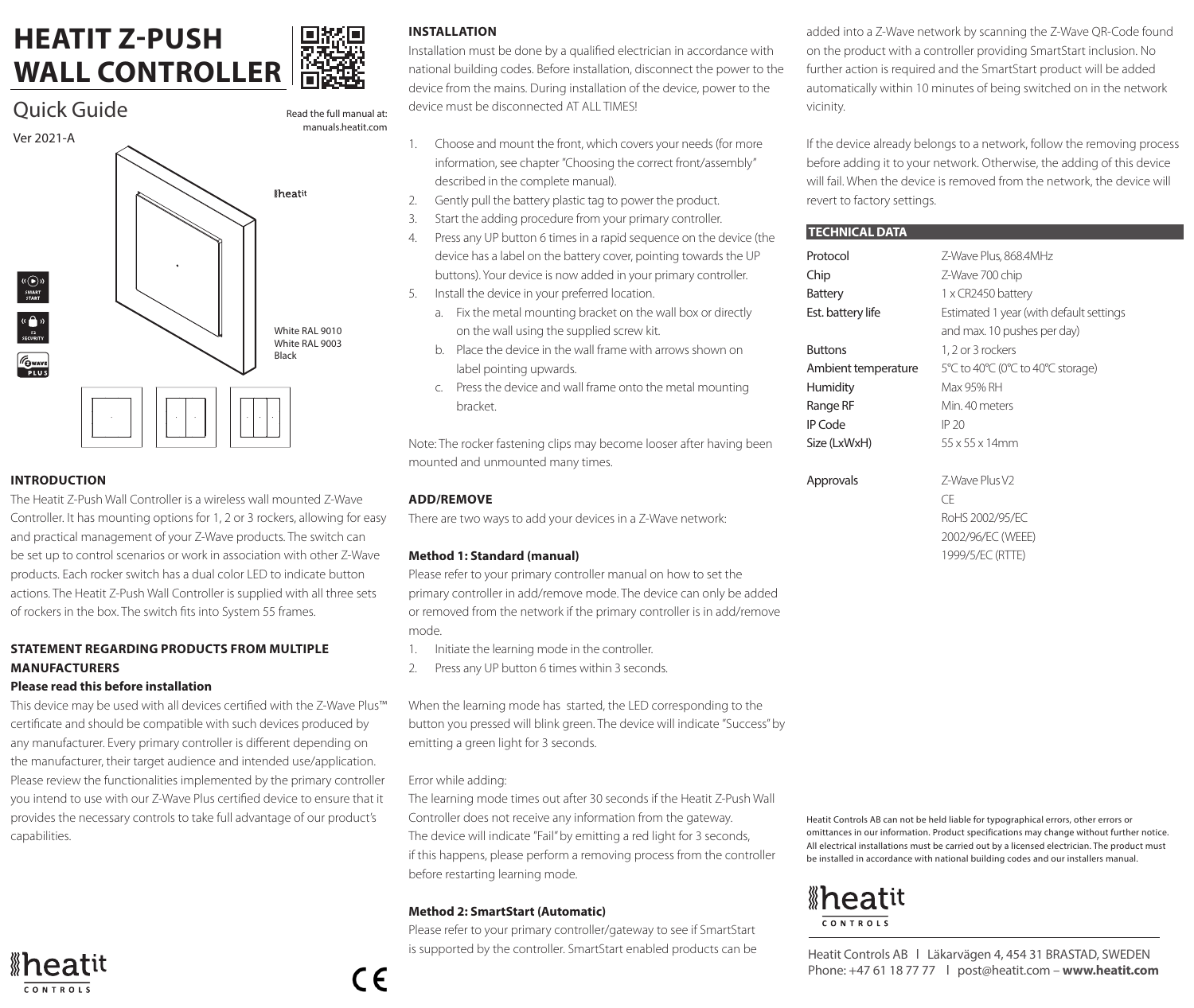# HEATIT Z-PUSH WALL CONTROLLER

## Quick Guide

Ver 2021-A

Read the full manual at: manuals.heatit.com

White RAL 9010
White RAL 9003
Black

### INTRODUCTION

The Heatit Z-Push Wall Controller is a wireless wall mounted Z-Wave Controller. It has mounting options for 1, 2 or 3 rockers, allowing for easy and practical management of your Z-Wave products. The switch can be set up to control scenarios or work in association with other Z-Wave products. Each rocker switch has a dual color LED to indicate button actions. The Heatit Z-Push Wall Controller is supplied with all three sets of rockers in the box. The switch fits into System 55 frames.

### STATEMENT REGARDING PRODUCTS FROM MULTIPLE MANUFACTURERS

**Please read this before installation**

This device may be used with all devices certified with the Z-Wave Plus™ certificate and should be compatible with such devices produced by any manufacturer. Every primary controller is different depending on the manufacturer, their target audience and intended use/application. Please review the functionalities implemented by the primary controller you intend to use with our Z-Wave Plus certified device to ensure that it provides the necessary controls to take full advantage of our product's capabilities.

### INSTALLATION

Installation must be done by a qualified electrician in accordance with national building codes. Before installation, disconnect the power to the device from the mains. During installation of the device, power to the device must be disconnected AT ALL TIMES!

1. Choose and mount the front, which covers your needs (for more information, see chapter "Choosing the correct front/assembly" described in the complete manual).
2. Gently pull the battery plastic tag to power the product.
3. Start the adding procedure from your primary controller.
4. Press any UP button 6 times in a rapid sequence on the device (the device has a label on the battery cover, pointing towards the UP buttons). Your device is now added in your primary controller.
5. Install the device in your preferred location.
   a. Fix the metal mounting bracket on the wall box or directly on the wall using the supplied screw kit.
   b. Place the device in the wall frame with arrows shown on label pointing upwards.
   c. Press the device and wall frame onto the metal mounting bracket.

Note: The rocker fastening clips may become looser after having been mounted and unmounted many times.

### ADD/REMOVE

There are two ways to add your devices in a Z-Wave network:

**Method 1: Standard (manual)**

Please refer to your primary controller manual on how to set the primary controller in add/remove mode. The device can only be added or removed from the network if the primary controller is in add/remove mode.

1. Initiate the learning mode in the controller.
2. Press any UP button 6 times within 3 seconds.

When the learning mode has started, the LED corresponding to the button you pressed will blink green. The device will indicate "Success" by emitting a green light for 3 seconds.

Error while adding:
The learning mode times out after 30 seconds if the Heatit Z-Push Wall Controller does not receive any information from the gateway.
The device will indicate "Fail" by emitting a red light for 3 seconds, if this happens, please perform a removing process from the controller before restarting learning mode.

**Method 2: SmartStart (Automatic)**

Please refer to your primary controller/gateway to see if SmartStart is supported by the controller. SmartStart enabled products can be added into a Z-Wave network by scanning the Z-Wave QR-Code found on the product with a controller providing SmartStart inclusion. No further action is required and the SmartStart product will be added automatically within 10 minutes of being switched on in the network vicinity.

If the device already belongs to a network, follow the removing process before adding it to your network. Otherwise, the adding of this device will fail. When the device is removed from the network, the device will revert to factory settings.

### TECHNICAL DATA

| | |
|---|---|
| Protocol | Z-Wave Plus, 868.4MHz |
| Chip | Z-Wave 700 chip |
| Battery | 1 x CR2450 battery |
| Est. battery life | Estimated 1 year (with default settings and max. 10 pushes per day) |
| Buttons | 1, 2 or 3 rockers |
| Ambient temperature | 5°C to 40°C (0°C to 40°C storage) |
| Humidity | Max 95% RH |
| Range RF | Min. 40 meters |
| IP Code | IP 20 |
| Size (LxWxH) | 55 x 55 x 14mm |
| Approvals | Z-Wave Plus V2<br>CE<br>RoHS 2002/95/EC<br>2002/96/EC (WEEE)<br>1999/5/EC (RTTE) |

Heatit Controls AB can not be held liable for typographical errors, other errors or omittances in our information. Product specifications may change without further notice. All electrical installations must be carried out by a licensed electrician. The product must be installed in accordance with national building codes and our installers manual.

Heatit Controls AB | Läkarvägen 4, 454 31 BRASTAD, SWEDEN
Phone: +47 61 18 77 77 | post@heatit.com – **www.heatit.com**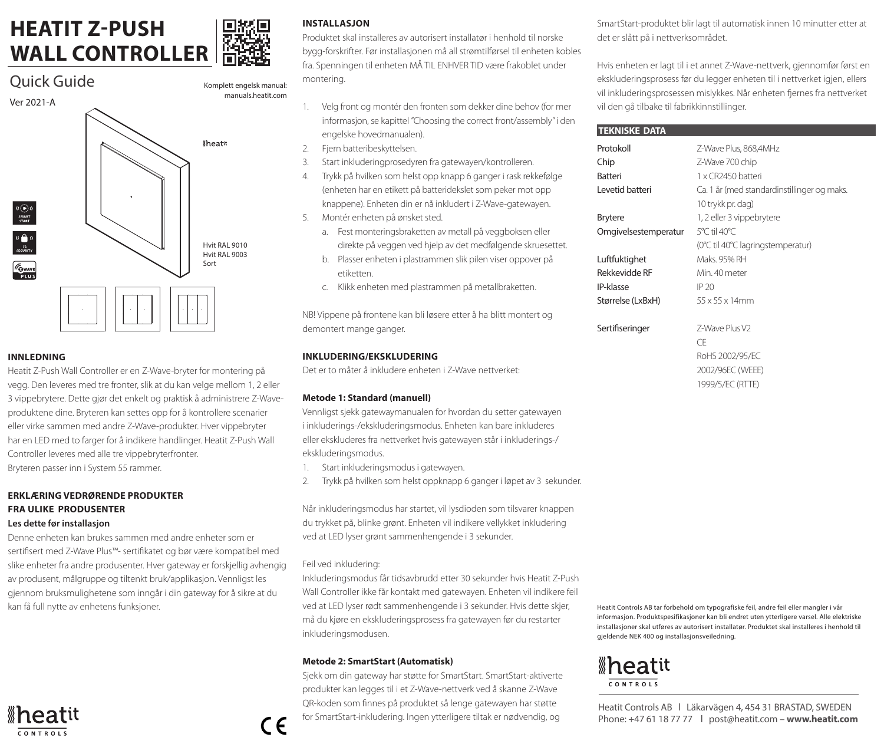# HEATIT Z-PUSH WALL CONTROLLER

## Quick Guide

Ver 2021-A

Komplett engelsk manual: manuals.heatit.com

Hvit RAL 9010
Hvit RAL 9003
Sort

## INNLEDNING

Heatit Z-Push Wall Controller er en Z-Wave-bryter for montering på vegg. Den leveres med tre fronter, slik at du kan velge mellom 1, 2 eller 3 vippebrytere. Dette gjør det enkelt og praktisk å administrere Z-Wave-produktene dine. Bryteren kan settes opp for å kontrollere scenarier eller virke sammen med andre Z-Wave-produkter. Hver vippebryter har en LED med to farger for å indikere handlinger. Heatit Z-Push Wall Controller leveres med alle tre vippebryterfronter. Bryteren passer inn i System 55 rammer.

## ERKLÆRING VEDRØRENDE PRODUKTER FRA ULIKE PRODUSENTER

### Les dette før installasjon

Denne enheten kan brukes sammen med andre enheter som er sertifisert med Z-Wave Plus™- sertifikatet og bør være kompatibel med slike enheter fra andre produsenter. Hver gateway er forskjellig avhengig av produsent, målgruppe og tiltenkt bruk/applikasjon. Vennligst les gjennom bruksmulighetene som inngår i din gateway for å sikre at du kan få full nytte av enhetens funksjoner.

## INSTALLASJON

Produktet skal installeres av autorisert installatør i henhold til norske bygg-forskrifter. Før installasjonen må all strømtilførsel til enheten kobles fra. Spenningen til enheten MÅ TIL ENHVER TID være frakoblet under montering.

1. Velg front og montér den fronten som dekker dine behov (for mer informasjon, se kapittel "Choosing the correct front/assembly" i den engelske hovedmanualen).
2. Fjern batteribeskyttelsen.
3. Start inkluderingprosedyren fra gatewayen/kontrolleren.
4. Trykk på hvilken som helst opp knapp 6 ganger i rask rekkefølge (enheten har en etikett på batteridekslet som peker mot opp knappene). Enheten din er nå inkludert i Z-Wave-gatewayen.
5. Montér enheten på ønsket sted.
    a. Fest monteringsbraketten av metall på veggboksen eller direkte på veggen ved hjelp av det medfølgende skruesettet.
    b. Plasser enheten i plastrammen slik pilen viser oppover på etiketten.
    c. Klikk enheten med plastrammen på metallbraketten.

NB! Vippene på frontene kan bli løsere etter å ha blitt montert og demontert mange ganger.

## INKLUDERING/EKSKLUDERING

Det er to måter å inkludere enheten i Z-Wave nettverket:

### Metode 1: Standard (manuell)

Vennligst sjekk gatewaymanualen for hvordan du setter gatewayen i inkluderings-/ekskluderingsmodus. Enheten kan bare inkluderes eller ekskluderes fra nettverket hvis gatewayen står i inkluderings-/ekskluderingsmodus.

1. Start inkluderingsmodus i gatewayen.
2. Trykk på hvilken som helst oppknapp 6 ganger i løpet av 3 sekunder.

Når inkluderingsmodus har startet, vil lysdioden som tilsvarer knappen du trykket på, blinke grønt. Enheten vil indikere vellykket inkludering ved at LED lyser grønt sammenhengende i 3 sekunder.

Feil ved inkludering:
Inkluderingsmodus får tidsavbrudd etter 30 sekunder hvis Heatit Z-Push Wall Controller ikke får kontakt med gatewayen. Enheten vil indikere feil ved at LED lyser rødt sammenhengende i 3 sekunder. Hvis dette skjer, må du kjøre en ekskluderingsprosess fra gatewayen før du restarter inkluderingsmodusen.

### Metode 2: SmartStart (Automatisk)

Sjekk om din gateway har støtte for SmartStart. SmartStart-aktiverte produkter kan legges til i et Z-Wave-nettverk ved å skanne Z-Wave QR-koden som finnes på produktet så lenge gatewayen har støtte for SmartStart-inkludering. Ingen ytterligere tiltak er nødvendig, og SmartStart-produktet blir lagt til automatisk innen 10 minutter etter at det er slått på i nettverksområdet.

Hvis enheten er lagt til i et annet Z-Wave-nettverk, gjennomfør først en ekskluderingsprosess før du legger enheten til i nettverket igjen, ellers vil inkluderingsprosessen mislykkes. Når enheten fjernes fra nettverket vil den gå tilbake til fabrikkinnstillinger.

## TEKNISKE DATA

| | |
|---|---|
| Protokoll | Z-Wave Plus, 868,4MHz |
| Chip | Z-Wave 700 chip |
| Batteri | 1 x CR2450 batteri |
| Levetid batteri | Ca. 1 år (med standardinstillinger og maks. 10 trykk pr. dag) |
| Brytere | 1, 2 eller 3 vippebrytere |
| Omgivelsestemperatur | 5°C til 40°C (0°C til 40°C lagringstemperatur) |
| Luftfuktighet | Maks. 95% RH |
| Rekkevidde RF | Min. 40 meter |
| IP-klasse | IP 20 |
| Størrelse (LxBxH) | 55 x 55 x 14mm |
| Sertifiseringer | Z-Wave Plus V2<br>CE<br>RoHS 2002/95/EC<br>2002/96EC (WEEE)<br>1999/5/EC (RTTE) |

Heatit Controls AB tar forbehold om typografiske feil, andre feil eller mangler i vår informasjon. Produktspesifikasjoner kan bli endret uten ytterligere varsel. Alle elektriske installasjoner skal utføres av autorisert installatør. Produktet skal installeres i henhold til gjeldende NEK 400 og installasjonsveiledning.

Heatit Controls AB | Läkarvägen 4, 454 31 BRASTAD, SWEDEN
Phone: +47 61 18 77 77 | post@heatit.com – **www.heatit.com**